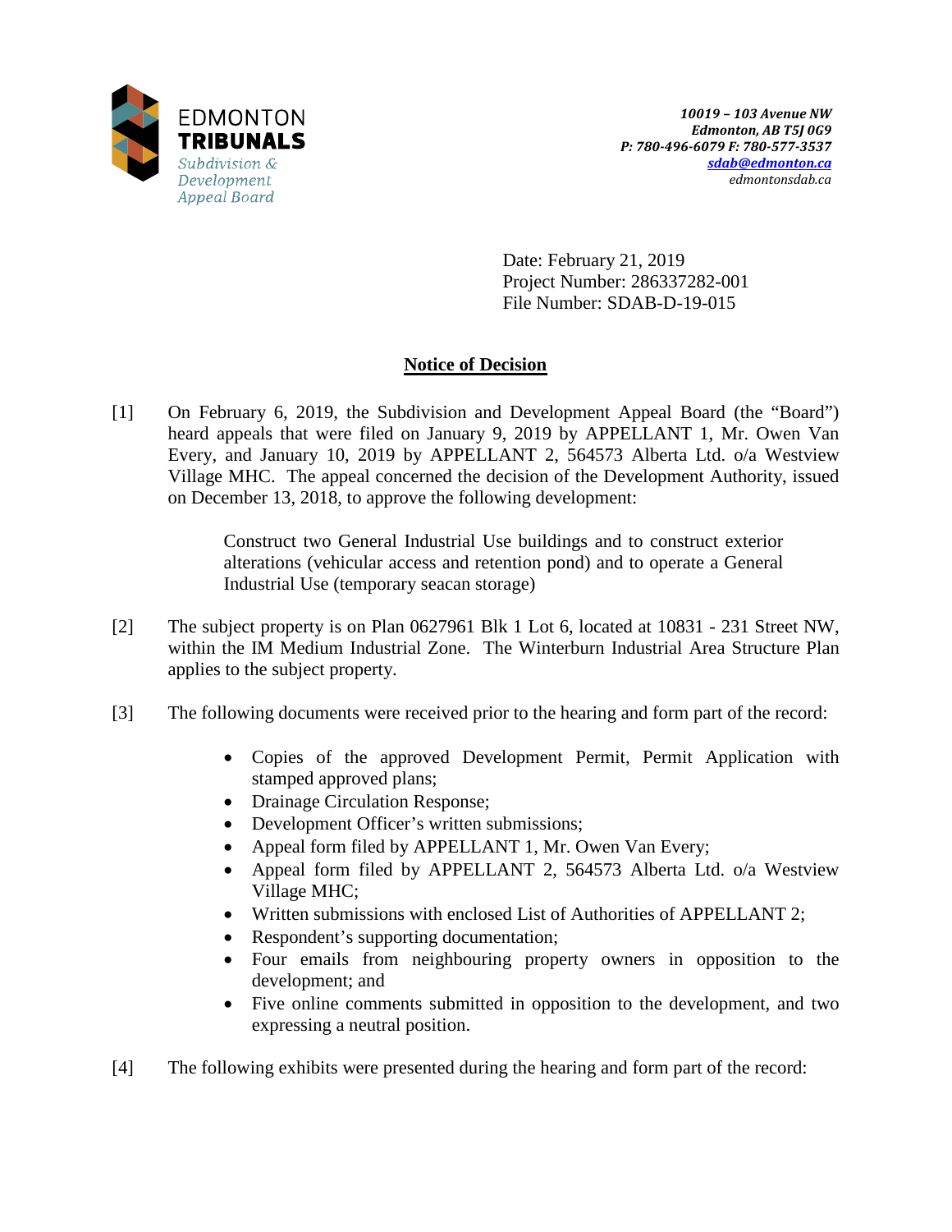EDMONTON
**TRIBUNALS**
*Subdivision & Development Appeal Board*

*10019 – 103 Avenue NW*
*Edmonton, AB T5J 0G9*
*P: 780-496-6079 F: 780-577-3537*
*sdab@edmonton.ca*
*edmontonsdab.ca*

Date: February 21, 2019
Project Number: 286337282-001
File Number: SDAB-D-19-015

## Notice of Decision

[1] On February 6, 2019, the Subdivision and Development Appeal Board (the "Board") heard appeals that were filed on January 9, 2019 by APPELLANT 1, Mr. Owen Van Every, and January 10, 2019 by APPELLANT 2, 564573 Alberta Ltd. o/a Westview Village MHC. The appeal concerned the decision of the Development Authority, issued on December 13, 2018, to approve the following development:

> Construct two General Industrial Use buildings and to construct exterior alterations (vehicular access and retention pond) and to operate a General Industrial Use (temporary seacan storage)

[2] The subject property is on Plan 0627961 Blk 1 Lot 6, located at 10831 - 231 Street NW, within the IM Medium Industrial Zone. The Winterburn Industrial Area Structure Plan applies to the subject property.

[3] The following documents were received prior to the hearing and form part of the record:

- Copies of the approved Development Permit, Permit Application with stamped approved plans;
- Drainage Circulation Response;
- Development Officer's written submissions;
- Appeal form filed by APPELLANT 1, Mr. Owen Van Every;
- Appeal form filed by APPELLANT 2, 564573 Alberta Ltd. o/a Westview Village MHC;
- Written submissions with enclosed List of Authorities of APPELLANT 2;
- Respondent's supporting documentation;
- Four emails from neighbouring property owners in opposition to the development; and
- Five online comments submitted in opposition to the development, and two expressing a neutral position.

[4] The following exhibits were presented during the hearing and form part of the record: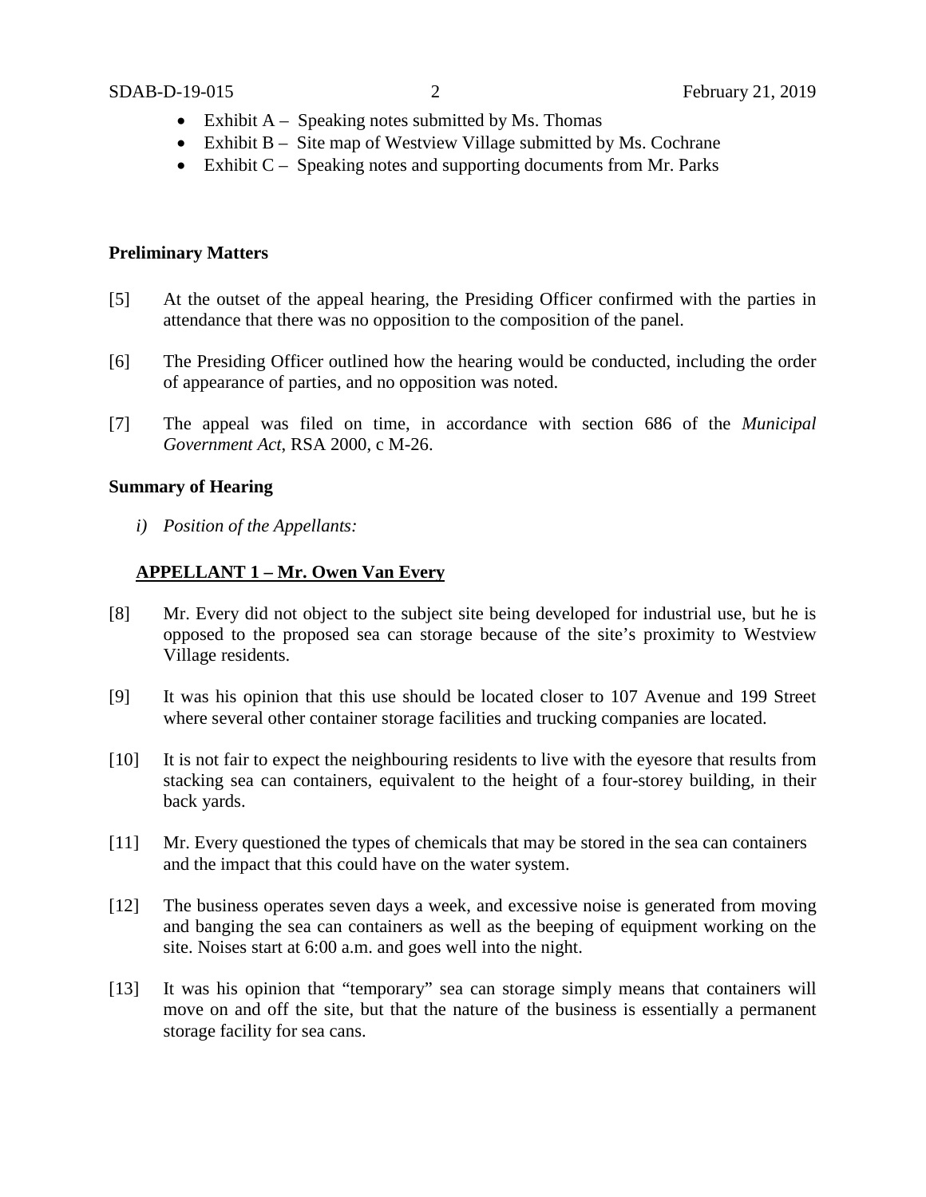- Exhibit A – Speaking notes submitted by Ms. Thomas
- Exhibit B – Site map of Westview Village submitted by Ms. Cochrane
- Exhibit C – Speaking notes and supporting documents from Mr. Parks

**Preliminary Matters**

[5] At the outset of the appeal hearing, the Presiding Officer confirmed with the parties in attendance that there was no opposition to the composition of the panel.

[6] The Presiding Officer outlined how the hearing would be conducted, including the order of appearance of parties, and no opposition was noted.

[7] The appeal was filed on time, in accordance with section 686 of the *Municipal Government Act*, RSA 2000, c M-26.

**Summary of Hearing**

*i) Position of the Appellants:*

**APPELLANT 1 – Mr. Owen Van Every**

[8] Mr. Every did not object to the subject site being developed for industrial use, but he is opposed to the proposed sea can storage because of the site's proximity to Westview Village residents.

[9] It was his opinion that this use should be located closer to 107 Avenue and 199 Street where several other container storage facilities and trucking companies are located.

[10] It is not fair to expect the neighbouring residents to live with the eyesore that results from stacking sea can containers, equivalent to the height of a four-storey building, in their back yards.

[11] Mr. Every questioned the types of chemicals that may be stored in the sea can containers and the impact that this could have on the water system.

[12] The business operates seven days a week, and excessive noise is generated from moving and banging the sea can containers as well as the beeping of equipment working on the site. Noises start at 6:00 a.m. and goes well into the night.

[13] It was his opinion that "temporary" sea can storage simply means that containers will move on and off the site, but that the nature of the business is essentially a permanent storage facility for sea cans.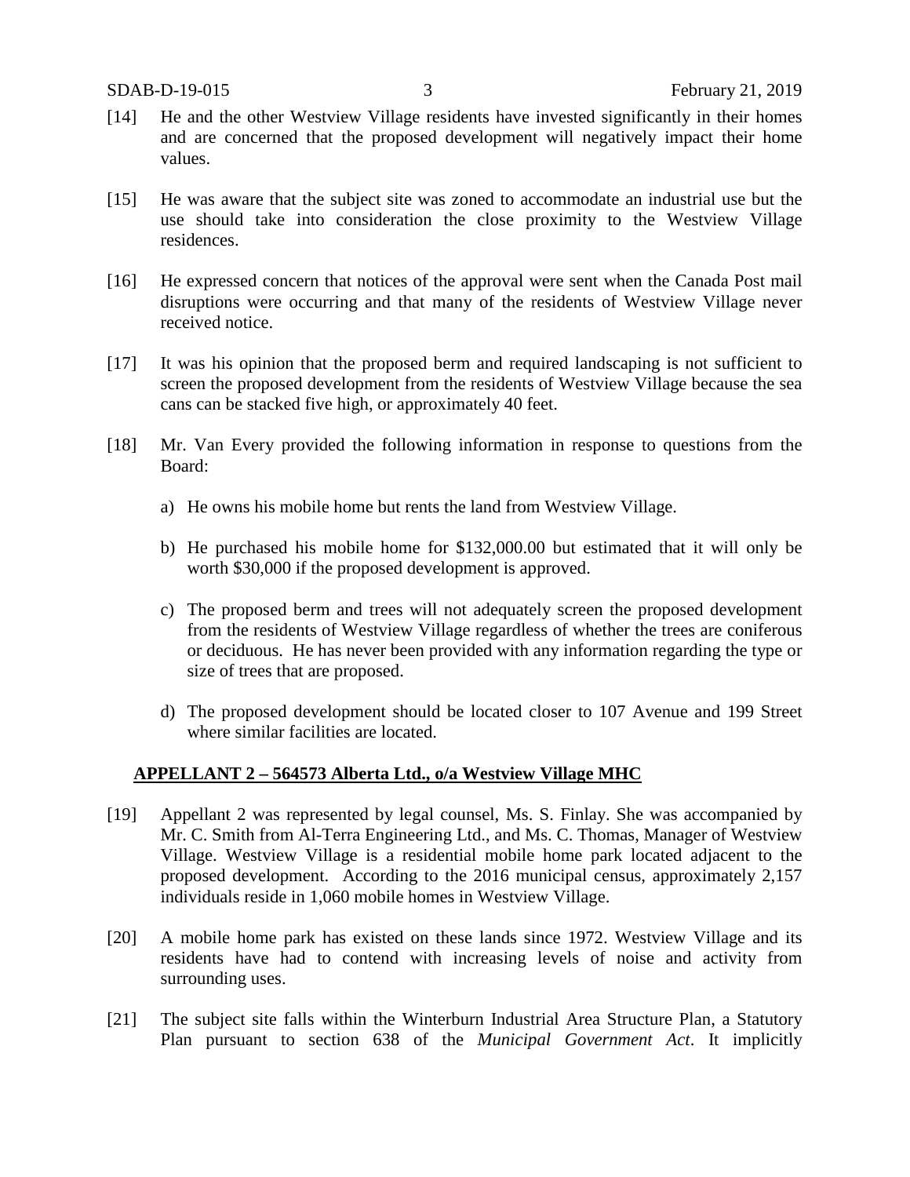[14] He and the other Westview Village residents have invested significantly in their homes and are concerned that the proposed development will negatively impact their home values.

[15] He was aware that the subject site was zoned to accommodate an industrial use but the use should take into consideration the close proximity to the Westview Village residences.

[16] He expressed concern that notices of the approval were sent when the Canada Post mail disruptions were occurring and that many of the residents of Westview Village never received notice.

[17] It was his opinion that the proposed berm and required landscaping is not sufficient to screen the proposed development from the residents of Westview Village because the sea cans can be stacked five high, or approximately 40 feet.

[18] Mr. Van Every provided the following information in response to questions from the Board:

a) He owns his mobile home but rents the land from Westview Village.

b) He purchased his mobile home for $132,000.00 but estimated that it will only be worth $30,000 if the proposed development is approved.

c) The proposed berm and trees will not adequately screen the proposed development from the residents of Westview Village regardless of whether the trees are coniferous or deciduous. He has never been provided with any information regarding the type or size of trees that are proposed.

d) The proposed development should be located closer to 107 Avenue and 199 Street where similar facilities are located.

**APPELLANT 2 – 564573 Alberta Ltd., o/a Westview Village MHC**

[19] Appellant 2 was represented by legal counsel, Ms. S. Finlay. She was accompanied by Mr. C. Smith from Al-Terra Engineering Ltd., and Ms. C. Thomas, Manager of Westview Village. Westview Village is a residential mobile home park located adjacent to the proposed development. According to the 2016 municipal census, approximately 2,157 individuals reside in 1,060 mobile homes in Westview Village.

[20] A mobile home park has existed on these lands since 1972. Westview Village and its residents have had to contend with increasing levels of noise and activity from surrounding uses.

[21] The subject site falls within the Winterburn Industrial Area Structure Plan, a Statutory Plan pursuant to section 638 of the *Municipal Government Act*. It implicitly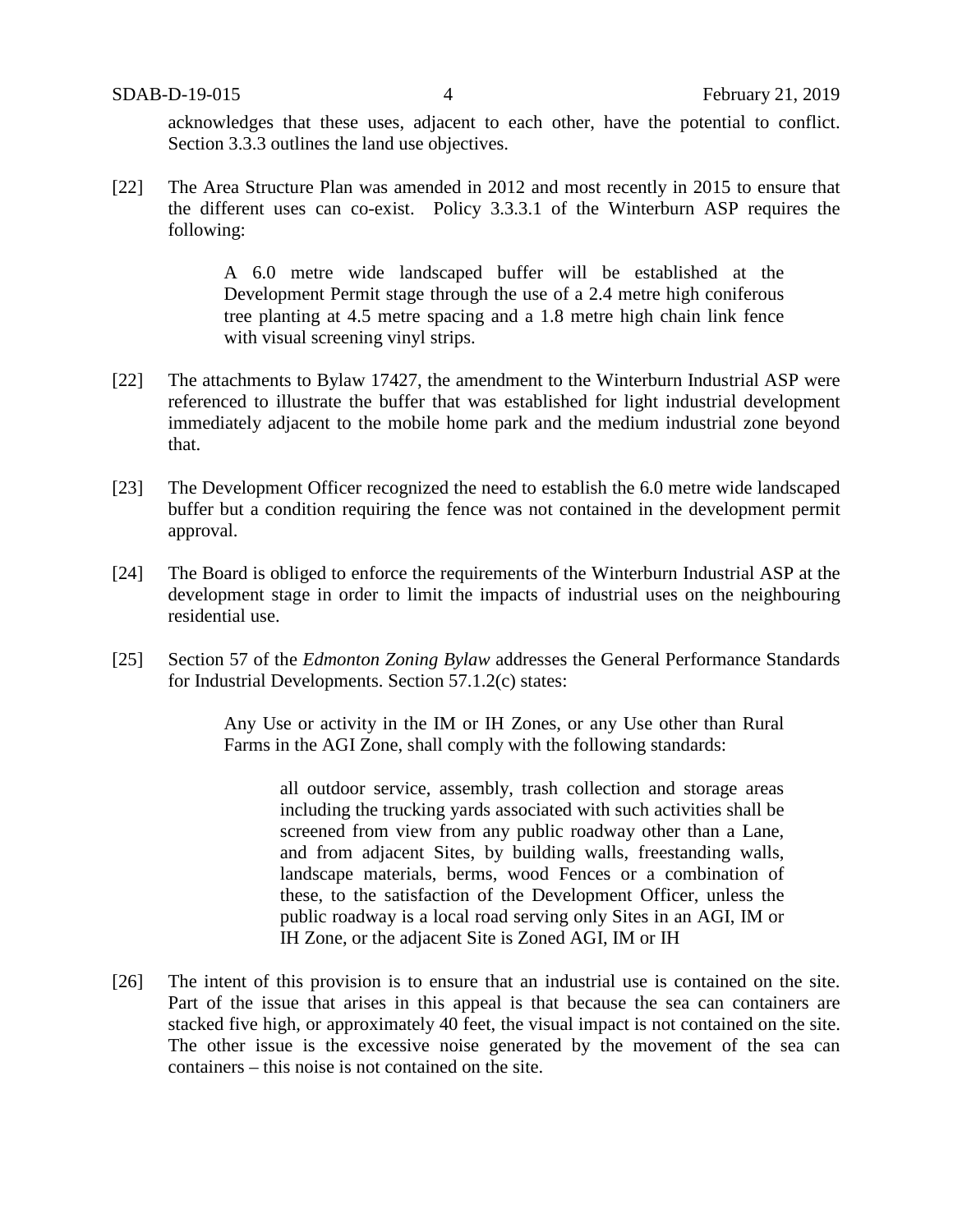acknowledges that these uses, adjacent to each other, have the potential to conflict. Section 3.3.3 outlines the land use objectives.

[22] The Area Structure Plan was amended in 2012 and most recently in 2015 to ensure that the different uses can co-exist. Policy 3.3.3.1 of the Winterburn ASP requires the following:

> A 6.0 metre wide landscaped buffer will be established at the Development Permit stage through the use of a 2.4 metre high coniferous tree planting at 4.5 metre spacing and a 1.8 metre high chain link fence with visual screening vinyl strips.

[22] The attachments to Bylaw 17427, the amendment to the Winterburn Industrial ASP were referenced to illustrate the buffer that was established for light industrial development immediately adjacent to the mobile home park and the medium industrial zone beyond that.

[23] The Development Officer recognized the need to establish the 6.0 metre wide landscaped buffer but a condition requiring the fence was not contained in the development permit approval.

[24] The Board is obliged to enforce the requirements of the Winterburn Industrial ASP at the development stage in order to limit the impacts of industrial uses on the neighbouring residential use.

[25] Section 57 of the *Edmonton Zoning Bylaw* addresses the General Performance Standards for Industrial Developments. Section 57.1.2(c) states:

> Any Use or activity in the IM or IH Zones, or any Use other than Rural Farms in the AGI Zone, shall comply with the following standards:
>
>> all outdoor service, assembly, trash collection and storage areas including the trucking yards associated with such activities shall be screened from view from any public roadway other than a Lane, and from adjacent Sites, by building walls, freestanding walls, landscape materials, berms, wood Fences or a combination of these, to the satisfaction of the Development Officer, unless the public roadway is a local road serving only Sites in an AGI, IM or IH Zone, or the adjacent Site is Zoned AGI, IM or IH

[26] The intent of this provision is to ensure that an industrial use is contained on the site. Part of the issue that arises in this appeal is that because the sea can containers are stacked five high, or approximately 40 feet, the visual impact is not contained on the site. The other issue is the excessive noise generated by the movement of the sea can containers – this noise is not contained on the site.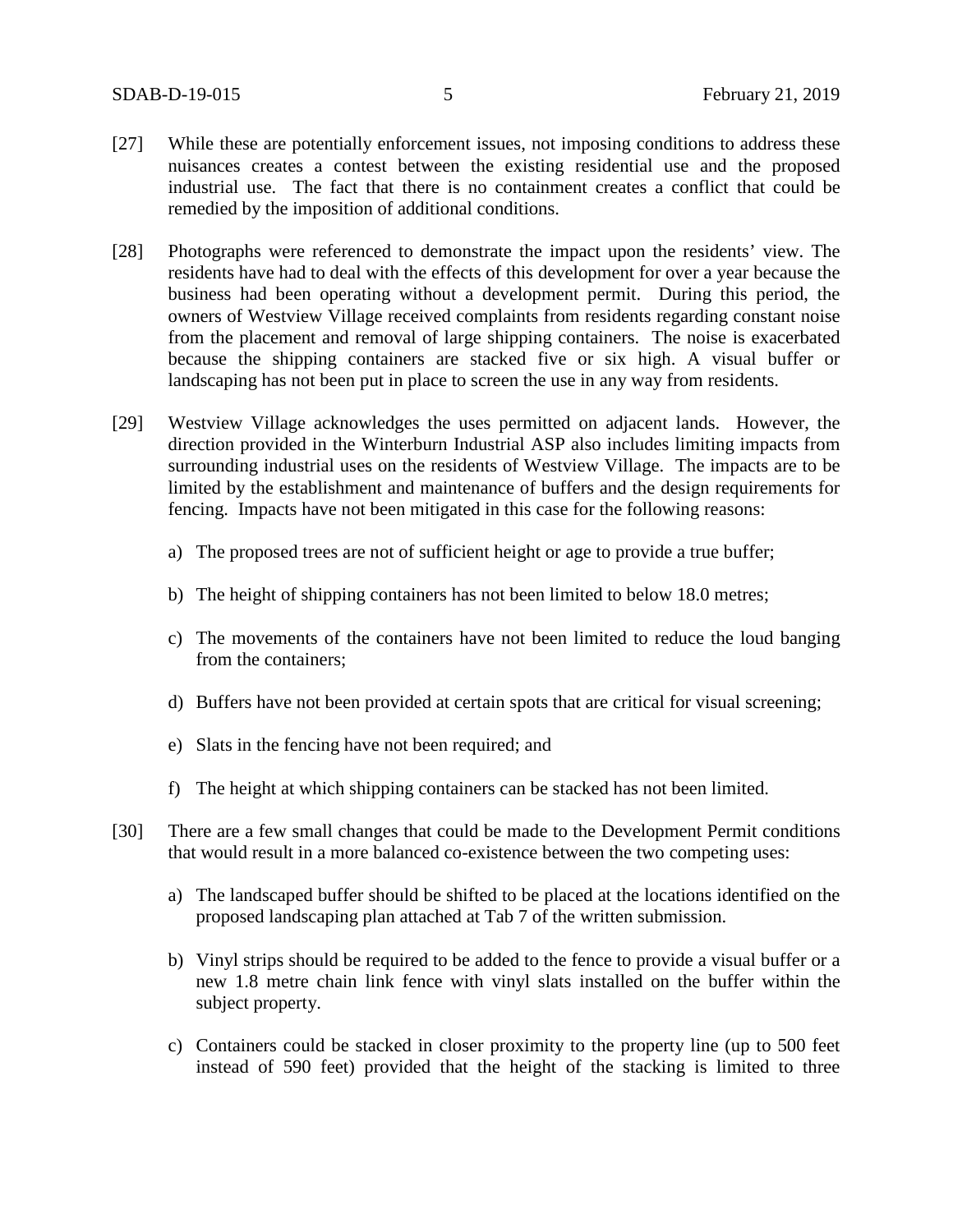[27] While these are potentially enforcement issues, not imposing conditions to address these nuisances creates a contest between the existing residential use and the proposed industrial use. The fact that there is no containment creates a conflict that could be remedied by the imposition of additional conditions.

[28] Photographs were referenced to demonstrate the impact upon the residents' view. The residents have had to deal with the effects of this development for over a year because the business had been operating without a development permit. During this period, the owners of Westview Village received complaints from residents regarding constant noise from the placement and removal of large shipping containers. The noise is exacerbated because the shipping containers are stacked five or six high. A visual buffer or landscaping has not been put in place to screen the use in any way from residents.

[29] Westview Village acknowledges the uses permitted on adjacent lands. However, the direction provided in the Winterburn Industrial ASP also includes limiting impacts from surrounding industrial uses on the residents of Westview Village. The impacts are to be limited by the establishment and maintenance of buffers and the design requirements for fencing. Impacts have not been mitigated in this case for the following reasons:

a) The proposed trees are not of sufficient height or age to provide a true buffer;

b) The height of shipping containers has not been limited to below 18.0 metres;

c) The movements of the containers have not been limited to reduce the loud banging from the containers;

d) Buffers have not been provided at certain spots that are critical for visual screening;

e) Slats in the fencing have not been required; and

f) The height at which shipping containers can be stacked has not been limited.

[30] There are a few small changes that could be made to the Development Permit conditions that would result in a more balanced co-existence between the two competing uses:

a) The landscaped buffer should be shifted to be placed at the locations identified on the proposed landscaping plan attached at Tab 7 of the written submission.

b) Vinyl strips should be required to be added to the fence to provide a visual buffer or a new 1.8 metre chain link fence with vinyl slats installed on the buffer within the subject property.

c) Containers could be stacked in closer proximity to the property line (up to 500 feet instead of 590 feet) provided that the height of the stacking is limited to three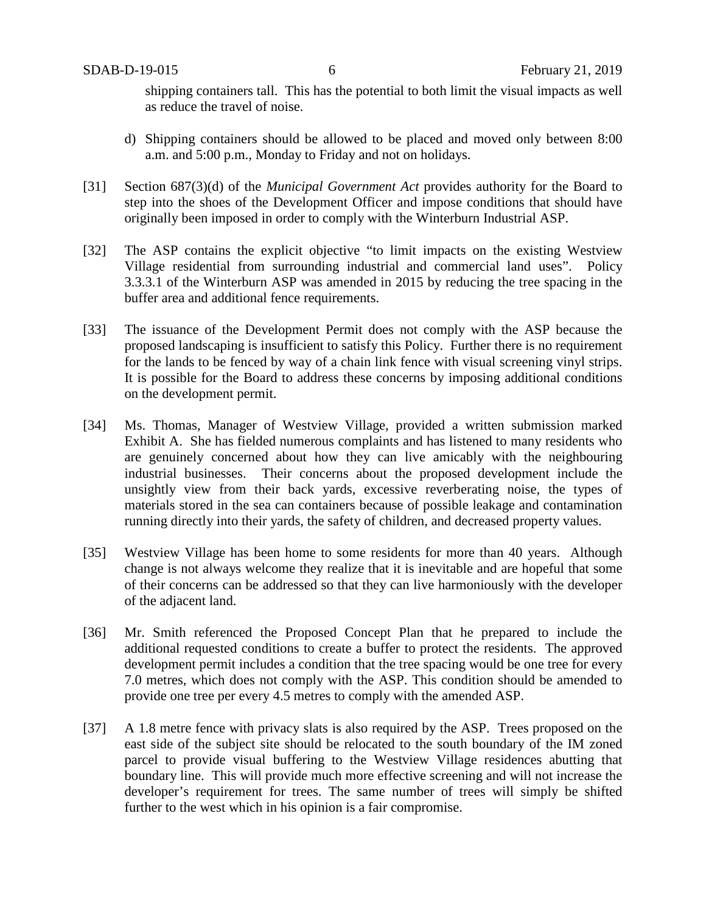shipping containers tall. This has the potential to both limit the visual impacts as well as reduce the travel of noise.

d) Shipping containers should be allowed to be placed and moved only between 8:00 a.m. and 5:00 p.m., Monday to Friday and not on holidays.

[31] Section 687(3)(d) of the *Municipal Government Act* provides authority for the Board to step into the shoes of the Development Officer and impose conditions that should have originally been imposed in order to comply with the Winterburn Industrial ASP.

[32] The ASP contains the explicit objective "to limit impacts on the existing Westview Village residential from surrounding industrial and commercial land uses". Policy 3.3.3.1 of the Winterburn ASP was amended in 2015 by reducing the tree spacing in the buffer area and additional fence requirements.

[33] The issuance of the Development Permit does not comply with the ASP because the proposed landscaping is insufficient to satisfy this Policy. Further there is no requirement for the lands to be fenced by way of a chain link fence with visual screening vinyl strips. It is possible for the Board to address these concerns by imposing additional conditions on the development permit.

[34] Ms. Thomas, Manager of Westview Village, provided a written submission marked Exhibit A. She has fielded numerous complaints and has listened to many residents who are genuinely concerned about how they can live amicably with the neighbouring industrial businesses. Their concerns about the proposed development include the unsightly view from their back yards, excessive reverberating noise, the types of materials stored in the sea can containers because of possible leakage and contamination running directly into their yards, the safety of children, and decreased property values.

[35] Westview Village has been home to some residents for more than 40 years. Although change is not always welcome they realize that it is inevitable and are hopeful that some of their concerns can be addressed so that they can live harmoniously with the developer of the adjacent land.

[36] Mr. Smith referenced the Proposed Concept Plan that he prepared to include the additional requested conditions to create a buffer to protect the residents. The approved development permit includes a condition that the tree spacing would be one tree for every 7.0 metres, which does not comply with the ASP. This condition should be amended to provide one tree per every 4.5 metres to comply with the amended ASP.

[37] A 1.8 metre fence with privacy slats is also required by the ASP. Trees proposed on the east side of the subject site should be relocated to the south boundary of the IM zoned parcel to provide visual buffering to the Westview Village residences abutting that boundary line. This will provide much more effective screening and will not increase the developer's requirement for trees. The same number of trees will simply be shifted further to the west which in his opinion is a fair compromise.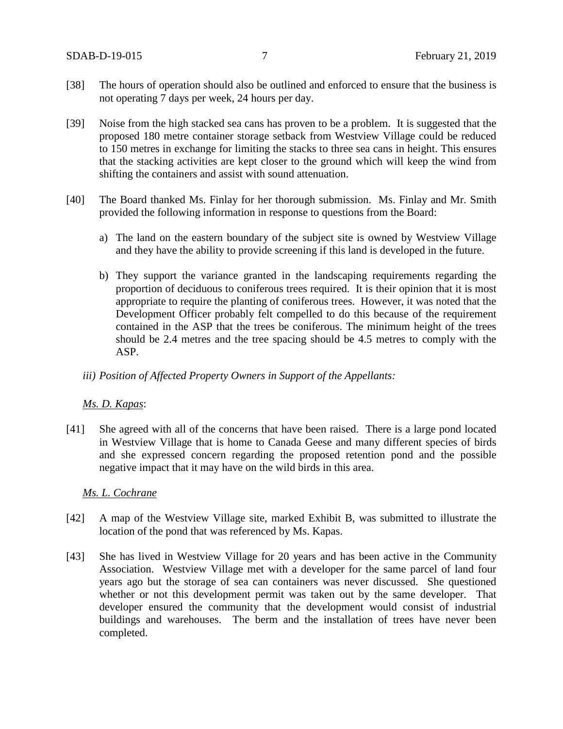[38] The hours of operation should also be outlined and enforced to ensure that the business is not operating 7 days per week, 24 hours per day.

[39] Noise from the high stacked sea cans has proven to be a problem. It is suggested that the proposed 180 metre container storage setback from Westview Village could be reduced to 150 metres in exchange for limiting the stacks to three sea cans in height. This ensures that the stacking activities are kept closer to the ground which will keep the wind from shifting the containers and assist with sound attenuation.

[40] The Board thanked Ms. Finlay for her thorough submission. Ms. Finlay and Mr. Smith provided the following information in response to questions from the Board:

a) The land on the eastern boundary of the subject site is owned by Westview Village and they have the ability to provide screening if this land is developed in the future.

b) They support the variance granted in the landscaping requirements regarding the proportion of deciduous to coniferous trees required. It is their opinion that it is most appropriate to require the planting of coniferous trees. However, it was noted that the Development Officer probably felt compelled to do this because of the requirement contained in the ASP that the trees be coniferous. The minimum height of the trees should be 2.4 metres and the tree spacing should be 4.5 metres to comply with the ASP.

*iii) Position of Affected Property Owners in Support of the Appellants:*

<u>*Ms. D. Kapas*</u>:

[41] She agreed with all of the concerns that have been raised. There is a large pond located in Westview Village that is home to Canada Geese and many different species of birds and she expressed concern regarding the proposed retention pond and the possible negative impact that it may have on the wild birds in this area.

<u>*Ms. L. Cochrane*</u>

[42] A map of the Westview Village site, marked Exhibit B, was submitted to illustrate the location of the pond that was referenced by Ms. Kapas.

[43] She has lived in Westview Village for 20 years and has been active in the Community Association. Westview Village met with a developer for the same parcel of land four years ago but the storage of sea can containers was never discussed. She questioned whether or not this development permit was taken out by the same developer. That developer ensured the community that the development would consist of industrial buildings and warehouses. The berm and the installation of trees have never been completed.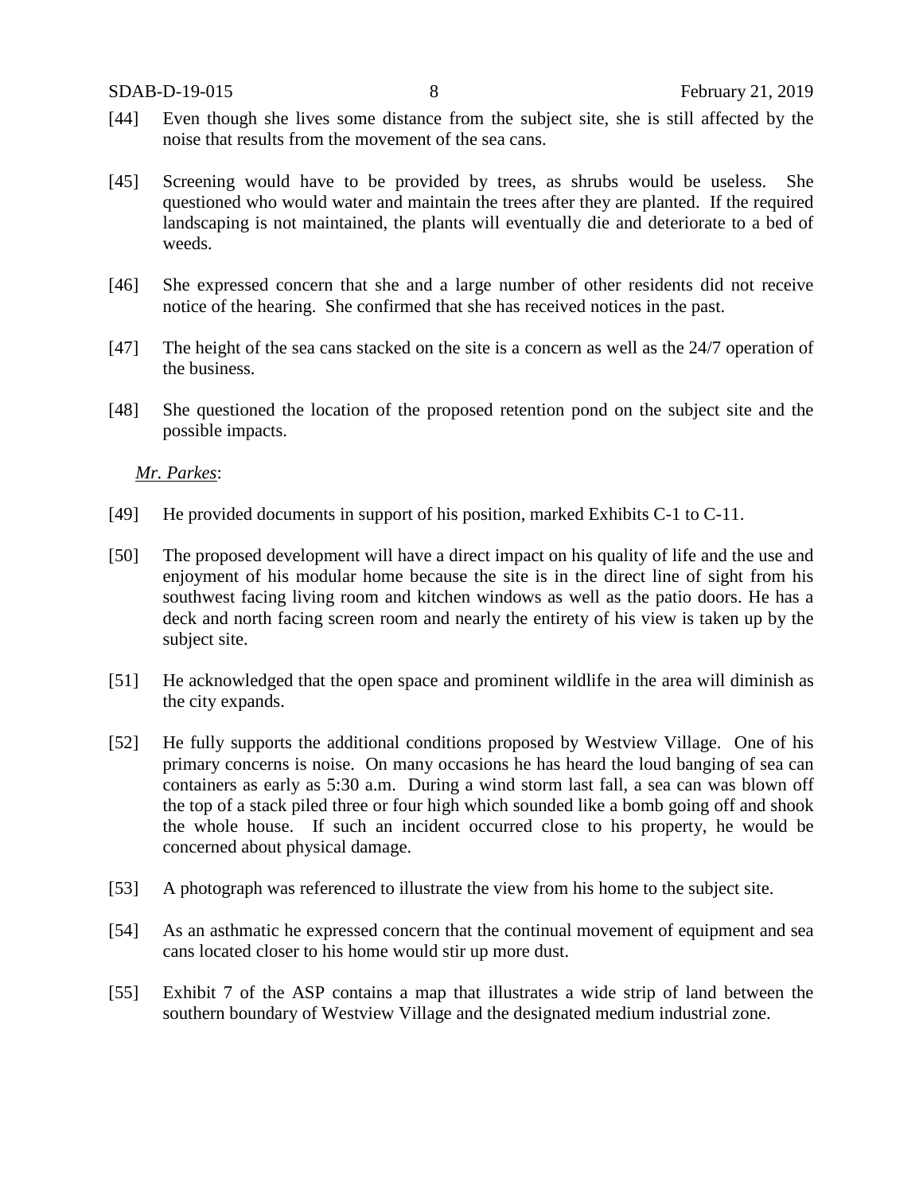[44] Even though she lives some distance from the subject site, she is still affected by the noise that results from the movement of the sea cans.

[45] Screening would have to be provided by trees, as shrubs would be useless. She questioned who would water and maintain the trees after they are planted. If the required landscaping is not maintained, the plants will eventually die and deteriorate to a bed of weeds.

[46] She expressed concern that she and a large number of other residents did not receive notice of the hearing. She confirmed that she has received notices in the past.

[47] The height of the sea cans stacked on the site is a concern as well as the 24/7 operation of the business.

[48] She questioned the location of the proposed retention pond on the subject site and the possible impacts.

*Mr. Parkes*:

[49] He provided documents in support of his position, marked Exhibits C-1 to C-11.

[50] The proposed development will have a direct impact on his quality of life and the use and enjoyment of his modular home because the site is in the direct line of sight from his southwest facing living room and kitchen windows as well as the patio doors. He has a deck and north facing screen room and nearly the entirety of his view is taken up by the subject site.

[51] He acknowledged that the open space and prominent wildlife in the area will diminish as the city expands.

[52] He fully supports the additional conditions proposed by Westview Village. One of his primary concerns is noise. On many occasions he has heard the loud banging of sea can containers as early as 5:30 a.m. During a wind storm last fall, a sea can was blown off the top of a stack piled three or four high which sounded like a bomb going off and shook the whole house. If such an incident occurred close to his property, he would be concerned about physical damage.

[53] A photograph was referenced to illustrate the view from his home to the subject site.

[54] As an asthmatic he expressed concern that the continual movement of equipment and sea cans located closer to his home would stir up more dust.

[55] Exhibit 7 of the ASP contains a map that illustrates a wide strip of land between the southern boundary of Westview Village and the designated medium industrial zone.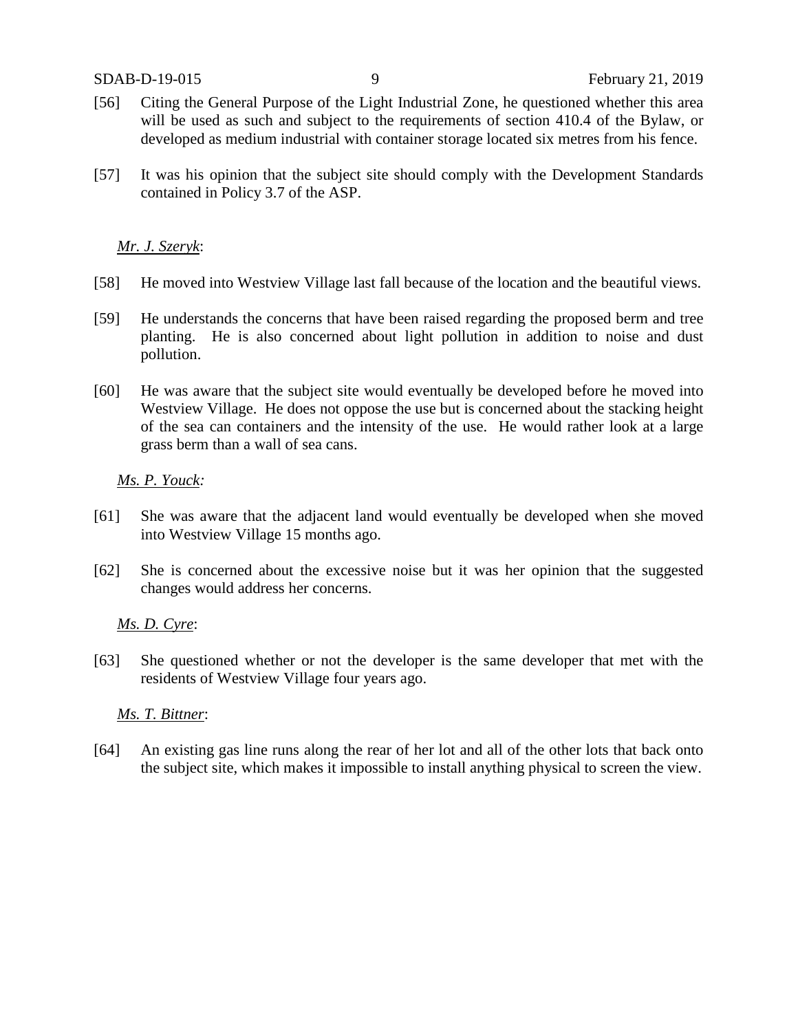[56] Citing the General Purpose of the Light Industrial Zone, he questioned whether this area will be used as such and subject to the requirements of section 410.4 of the Bylaw, or developed as medium industrial with container storage located six metres from his fence.

[57] It was his opinion that the subject site should comply with the Development Standards contained in Policy 3.7 of the ASP.

*Mr. J. Szeryk*:

[58] He moved into Westview Village last fall because of the location and the beautiful views.

[59] He understands the concerns that have been raised regarding the proposed berm and tree planting. He is also concerned about light pollution in addition to noise and dust pollution.

[60] He was aware that the subject site would eventually be developed before he moved into Westview Village. He does not oppose the use but is concerned about the stacking height of the sea can containers and the intensity of the use. He would rather look at a large grass berm than a wall of sea cans.

*Ms. P. Youck:*

[61] She was aware that the adjacent land would eventually be developed when she moved into Westview Village 15 months ago.

[62] She is concerned about the excessive noise but it was her opinion that the suggested changes would address her concerns.

*Ms. D. Cyre*:

[63] She questioned whether or not the developer is the same developer that met with the residents of Westview Village four years ago.

*Ms. T. Bittner*:

[64] An existing gas line runs along the rear of her lot and all of the other lots that back onto the subject site, which makes it impossible to install anything physical to screen the view.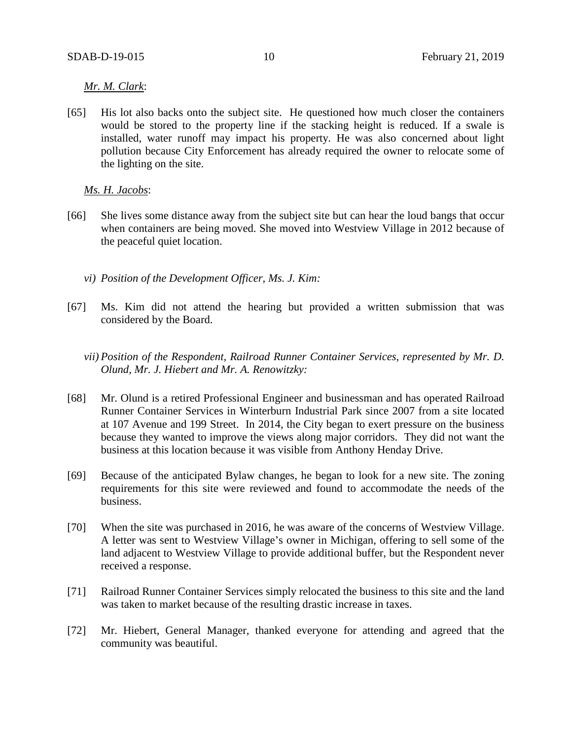*Mr. M. Clark*:

[65] His lot also backs onto the subject site. He questioned how much closer the containers would be stored to the property line if the stacking height is reduced. If a swale is installed, water runoff may impact his property. He was also concerned about light pollution because City Enforcement has already required the owner to relocate some of the lighting on the site.

*Ms. H. Jacobs*:

[66] She lives some distance away from the subject site but can hear the loud bangs that occur when containers are being moved. She moved into Westview Village in 2012 because of the peaceful quiet location.

*vi) Position of the Development Officer, Ms. J. Kim:*

[67] Ms. Kim did not attend the hearing but provided a written submission that was considered by the Board.

*vii) Position of the Respondent, Railroad Runner Container Services, represented by Mr. D. Olund, Mr. J. Hiebert and Mr. A. Renowitzky:*

[68] Mr. Olund is a retired Professional Engineer and businessman and has operated Railroad Runner Container Services in Winterburn Industrial Park since 2007 from a site located at 107 Avenue and 199 Street. In 2014, the City began to exert pressure on the business because they wanted to improve the views along major corridors. They did not want the business at this location because it was visible from Anthony Henday Drive.

[69] Because of the anticipated Bylaw changes, he began to look for a new site. The zoning requirements for this site were reviewed and found to accommodate the needs of the business.

[70] When the site was purchased in 2016, he was aware of the concerns of Westview Village. A letter was sent to Westview Village's owner in Michigan, offering to sell some of the land adjacent to Westview Village to provide additional buffer, but the Respondent never received a response.

[71] Railroad Runner Container Services simply relocated the business to this site and the land was taken to market because of the resulting drastic increase in taxes.

[72] Mr. Hiebert, General Manager, thanked everyone for attending and agreed that the community was beautiful.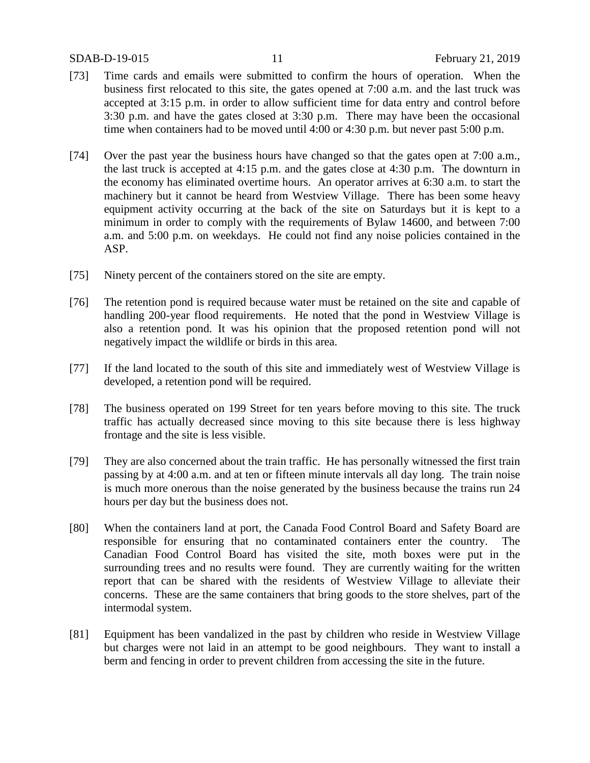[73] Time cards and emails were submitted to confirm the hours of operation. When the business first relocated to this site, the gates opened at 7:00 a.m. and the last truck was accepted at 3:15 p.m. in order to allow sufficient time for data entry and control before 3:30 p.m. and have the gates closed at 3:30 p.m. There may have been the occasional time when containers had to be moved until 4:00 or 4:30 p.m. but never past 5:00 p.m.

[74] Over the past year the business hours have changed so that the gates open at 7:00 a.m., the last truck is accepted at 4:15 p.m. and the gates close at 4:30 p.m. The downturn in the economy has eliminated overtime hours. An operator arrives at 6:30 a.m. to start the machinery but it cannot be heard from Westview Village. There has been some heavy equipment activity occurring at the back of the site on Saturdays but it is kept to a minimum in order to comply with the requirements of Bylaw 14600, and between 7:00 a.m. and 5:00 p.m. on weekdays. He could not find any noise policies contained in the ASP.

[75] Ninety percent of the containers stored on the site are empty.

[76] The retention pond is required because water must be retained on the site and capable of handling 200-year flood requirements. He noted that the pond in Westview Village is also a retention pond. It was his opinion that the proposed retention pond will not negatively impact the wildlife or birds in this area.

[77] If the land located to the south of this site and immediately west of Westview Village is developed, a retention pond will be required.

[78] The business operated on 199 Street for ten years before moving to this site. The truck traffic has actually decreased since moving to this site because there is less highway frontage and the site is less visible.

[79] They are also concerned about the train traffic. He has personally witnessed the first train passing by at 4:00 a.m. and at ten or fifteen minute intervals all day long. The train noise is much more onerous than the noise generated by the business because the trains run 24 hours per day but the business does not.

[80] When the containers land at port, the Canada Food Control Board and Safety Board are responsible for ensuring that no contaminated containers enter the country. The Canadian Food Control Board has visited the site, moth boxes were put in the surrounding trees and no results were found. They are currently waiting for the written report that can be shared with the residents of Westview Village to alleviate their concerns. These are the same containers that bring goods to the store shelves, part of the intermodal system.

[81] Equipment has been vandalized in the past by children who reside in Westview Village but charges were not laid in an attempt to be good neighbours. They want to install a berm and fencing in order to prevent children from accessing the site in the future.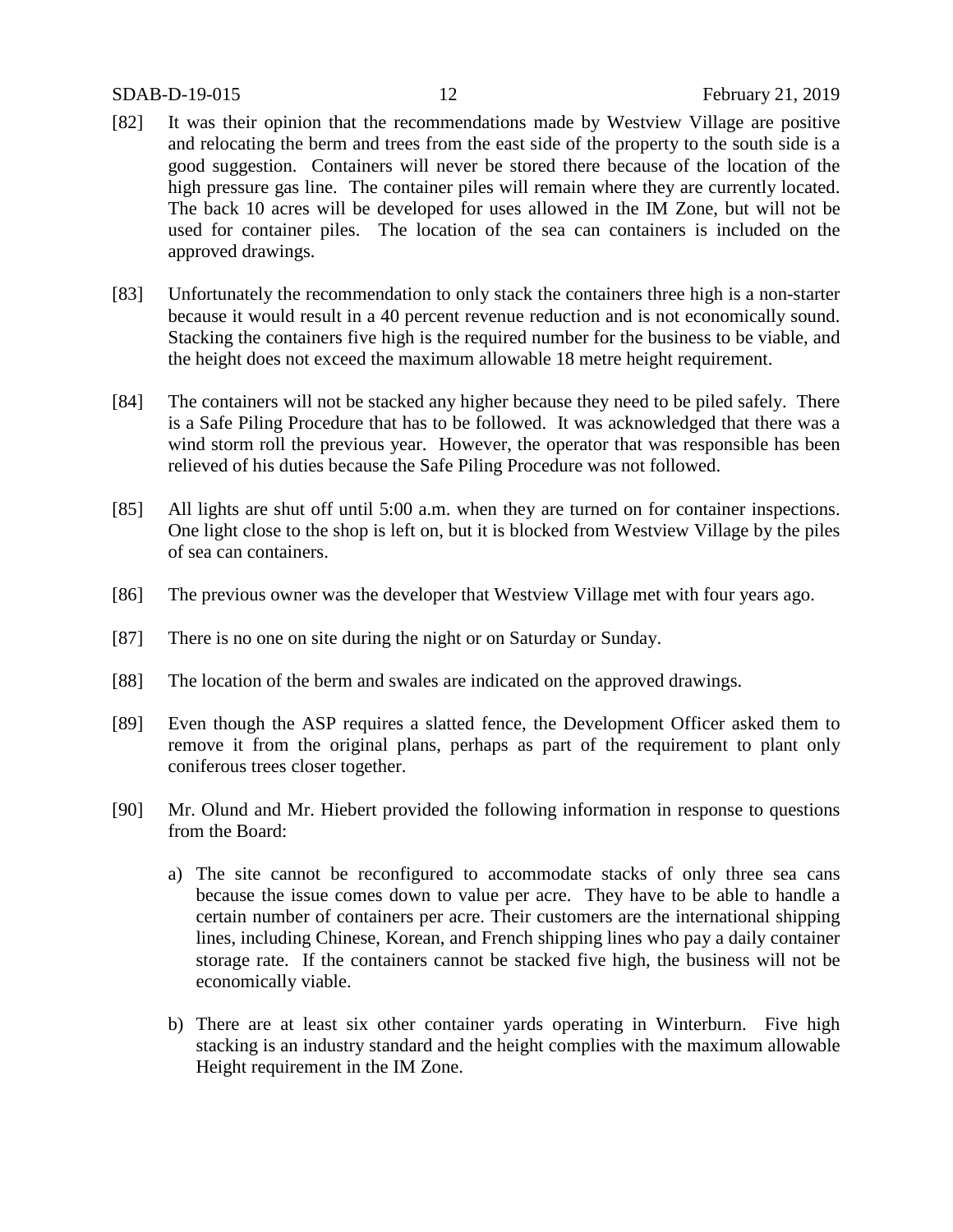[82] It was their opinion that the recommendations made by Westview Village are positive and relocating the berm and trees from the east side of the property to the south side is a good suggestion. Containers will never be stored there because of the location of the high pressure gas line. The container piles will remain where they are currently located. The back 10 acres will be developed for uses allowed in the IM Zone, but will not be used for container piles. The location of the sea can containers is included on the approved drawings.

[83] Unfortunately the recommendation to only stack the containers three high is a non-starter because it would result in a 40 percent revenue reduction and is not economically sound. Stacking the containers five high is the required number for the business to be viable, and the height does not exceed the maximum allowable 18 metre height requirement.

[84] The containers will not be stacked any higher because they need to be piled safely. There is a Safe Piling Procedure that has to be followed. It was acknowledged that there was a wind storm roll the previous year. However, the operator that was responsible has been relieved of his duties because the Safe Piling Procedure was not followed.

[85] All lights are shut off until 5:00 a.m. when they are turned on for container inspections. One light close to the shop is left on, but it is blocked from Westview Village by the piles of sea can containers.

[86] The previous owner was the developer that Westview Village met with four years ago.

[87] There is no one on site during the night or on Saturday or Sunday.

[88] The location of the berm and swales are indicated on the approved drawings.

[89] Even though the ASP requires a slatted fence, the Development Officer asked them to remove it from the original plans, perhaps as part of the requirement to plant only coniferous trees closer together.

[90] Mr. Olund and Mr. Hiebert provided the following information in response to questions from the Board:

a) The site cannot be reconfigured to accommodate stacks of only three sea cans because the issue comes down to value per acre. They have to be able to handle a certain number of containers per acre. Their customers are the international shipping lines, including Chinese, Korean, and French shipping lines who pay a daily container storage rate. If the containers cannot be stacked five high, the business will not be economically viable.

b) There are at least six other container yards operating in Winterburn. Five high stacking is an industry standard and the height complies with the maximum allowable Height requirement in the IM Zone.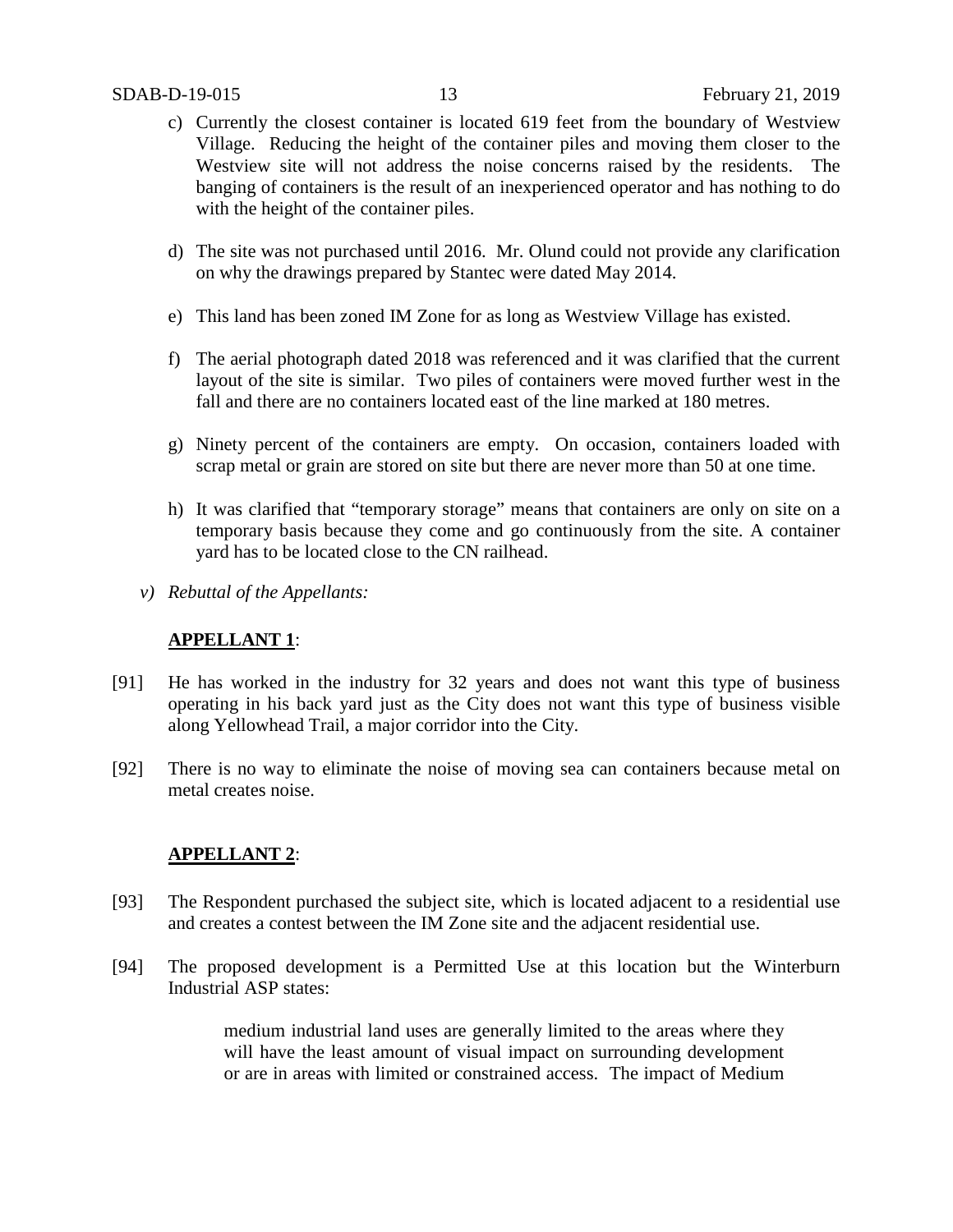c) Currently the closest container is located 619 feet from the boundary of Westview Village. Reducing the height of the container piles and moving them closer to the Westview site will not address the noise concerns raised by the residents. The banging of containers is the result of an inexperienced operator and has nothing to do with the height of the container piles.

d) The site was not purchased until 2016. Mr. Olund could not provide any clarification on why the drawings prepared by Stantec were dated May 2014.

e) This land has been zoned IM Zone for as long as Westview Village has existed.

f) The aerial photograph dated 2018 was referenced and it was clarified that the current layout of the site is similar. Two piles of containers were moved further west in the fall and there are no containers located east of the line marked at 180 metres.

g) Ninety percent of the containers are empty. On occasion, containers loaded with scrap metal or grain are stored on site but there are never more than 50 at one time.

h) It was clarified that "temporary storage" means that containers are only on site on a temporary basis because they come and go continuously from the site. A container yard has to be located close to the CN railhead.

*v) Rebuttal of the Appellants:*

**APPELLANT 1**:

[91] He has worked in the industry for 32 years and does not want this type of business operating in his back yard just as the City does not want this type of business visible along Yellowhead Trail, a major corridor into the City.

[92] There is no way to eliminate the noise of moving sea can containers because metal on metal creates noise.

**APPELLANT 2**:

[93] The Respondent purchased the subject site, which is located adjacent to a residential use and creates a contest between the IM Zone site and the adjacent residential use.

[94] The proposed development is a Permitted Use at this location but the Winterburn Industrial ASP states:

> medium industrial land uses are generally limited to the areas where they will have the least amount of visual impact on surrounding development or are in areas with limited or constrained access. The impact of Medium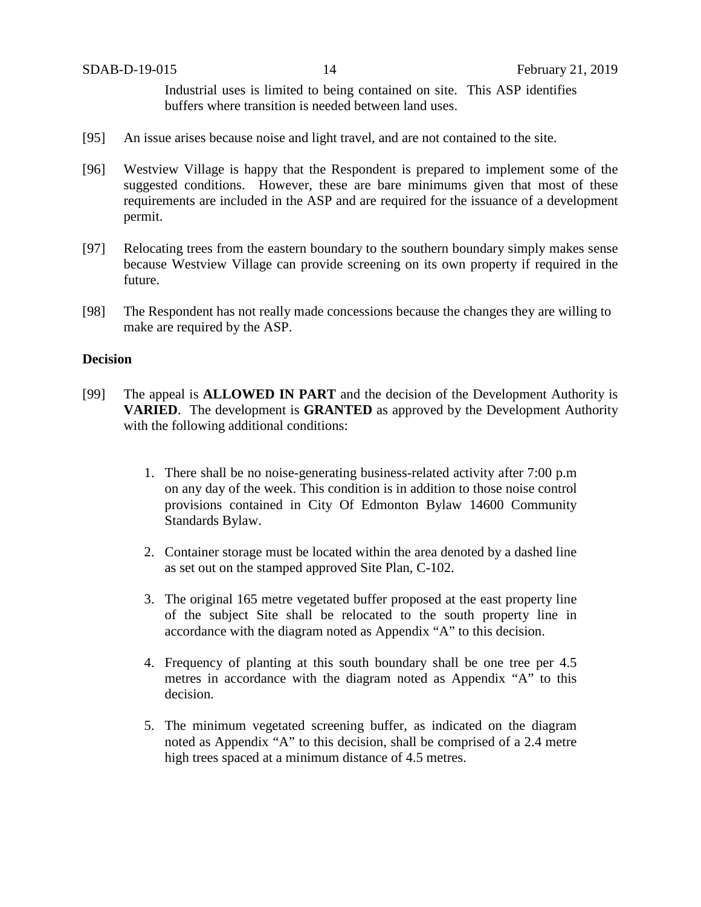Industrial uses is limited to being contained on site. This ASP identifies buffers where transition is needed between land uses.

[95] An issue arises because noise and light travel, and are not contained to the site.

[96] Westview Village is happy that the Respondent is prepared to implement some of the suggested conditions. However, these are bare minimums given that most of these requirements are included in the ASP and are required for the issuance of a development permit.

[97] Relocating trees from the eastern boundary to the southern boundary simply makes sense because Westview Village can provide screening on its own property if required in the future.

[98] The Respondent has not really made concessions because the changes they are willing to make are required by the ASP.

**Decision**

[99] The appeal is **ALLOWED IN PART** and the decision of the Development Authority is **VARIED**. The development is **GRANTED** as approved by the Development Authority with the following additional conditions:

1. There shall be no noise-generating business-related activity after 7:00 p.m on any day of the week. This condition is in addition to those noise control provisions contained in City Of Edmonton Bylaw 14600 Community Standards Bylaw.

2. Container storage must be located within the area denoted by a dashed line as set out on the stamped approved Site Plan, C-102.

3. The original 165 metre vegetated buffer proposed at the east property line of the subject Site shall be relocated to the south property line in accordance with the diagram noted as Appendix "A" to this decision.

4. Frequency of planting at this south boundary shall be one tree per 4.5 metres in accordance with the diagram noted as Appendix "A" to this decision.

5. The minimum vegetated screening buffer, as indicated on the diagram noted as Appendix "A" to this decision, shall be comprised of a 2.4 metre high trees spaced at a minimum distance of 4.5 metres.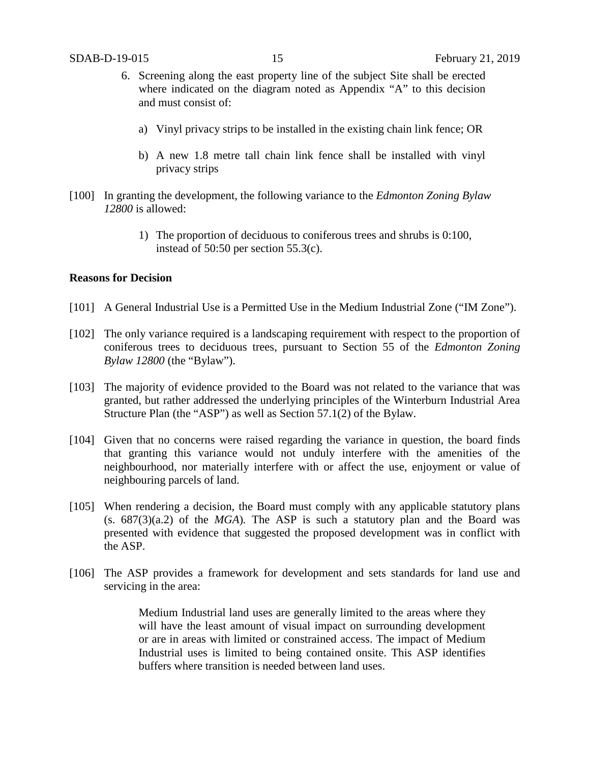6. Screening along the east property line of the subject Site shall be erected where indicated on the diagram noted as Appendix "A" to this decision and must consist of:

   a) Vinyl privacy strips to be installed in the existing chain link fence; OR

   b) A new 1.8 metre tall chain link fence shall be installed with vinyl privacy strips

[100] In granting the development, the following variance to the *Edmonton Zoning Bylaw 12800* is allowed:

1) The proportion of deciduous to coniferous trees and shrubs is 0:100, instead of 50:50 per section 55.3(c).

**Reasons for Decision**

[101] A General Industrial Use is a Permitted Use in the Medium Industrial Zone ("IM Zone").

[102] The only variance required is a landscaping requirement with respect to the proportion of coniferous trees to deciduous trees, pursuant to Section 55 of the *Edmonton Zoning Bylaw 12800* (the "Bylaw").

[103] The majority of evidence provided to the Board was not related to the variance that was granted, but rather addressed the underlying principles of the Winterburn Industrial Area Structure Plan (the "ASP") as well as Section 57.1(2) of the Bylaw.

[104] Given that no concerns were raised regarding the variance in question, the board finds that granting this variance would not unduly interfere with the amenities of the neighbourhood, nor materially interfere with or affect the use, enjoyment or value of neighbouring parcels of land.

[105] When rendering a decision, the Board must comply with any applicable statutory plans (s. 687(3)(a.2) of the *MGA*). The ASP is such a statutory plan and the Board was presented with evidence that suggested the proposed development was in conflict with the ASP.

[106] The ASP provides a framework for development and sets standards for land use and servicing in the area:

> Medium Industrial land uses are generally limited to the areas where they will have the least amount of visual impact on surrounding development or are in areas with limited or constrained access. The impact of Medium Industrial uses is limited to being contained onsite. This ASP identifies buffers where transition is needed between land uses.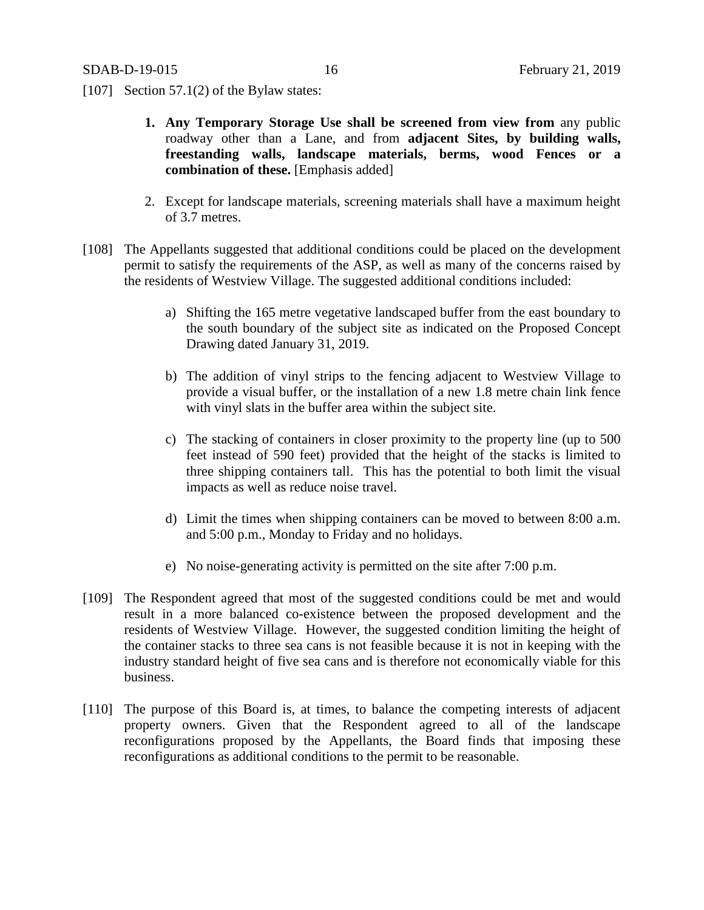[107] Section 57.1(2) of the Bylaw states:

> 1. **Any Temporary Storage Use shall be screened from view from** any public roadway other than a Lane, and from **adjacent Sites, by building walls, freestanding walls, landscape materials, berms, wood Fences or a combination of these.** [Emphasis added]
>
> 2. Except for landscape materials, screening materials shall have a maximum height of 3.7 metres.

[108] The Appellants suggested that additional conditions could be placed on the development permit to satisfy the requirements of the ASP, as well as many of the concerns raised by the residents of Westview Village. The suggested additional conditions included:

> a) Shifting the 165 metre vegetative landscaped buffer from the east boundary to the south boundary of the subject site as indicated on the Proposed Concept Drawing dated January 31, 2019.
>
> b) The addition of vinyl strips to the fencing adjacent to Westview Village to provide a visual buffer, or the installation of a new 1.8 metre chain link fence with vinyl slats in the buffer area within the subject site.
>
> c) The stacking of containers in closer proximity to the property line (up to 500 feet instead of 590 feet) provided that the height of the stacks is limited to three shipping containers tall. This has the potential to both limit the visual impacts as well as reduce noise travel.
>
> d) Limit the times when shipping containers can be moved to between 8:00 a.m. and 5:00 p.m., Monday to Friday and no holidays.
>
> e) No noise-generating activity is permitted on the site after 7:00 p.m.

[109] The Respondent agreed that most of the suggested conditions could be met and would result in a more balanced co-existence between the proposed development and the residents of Westview Village. However, the suggested condition limiting the height of the container stacks to three sea cans is not feasible because it is not in keeping with the industry standard height of five sea cans and is therefore not economically viable for this business.

[110] The purpose of this Board is, at times, to balance the competing interests of adjacent property owners. Given that the Respondent agreed to all of the landscape reconfigurations proposed by the Appellants, the Board finds that imposing these reconfigurations as additional conditions to the permit to be reasonable.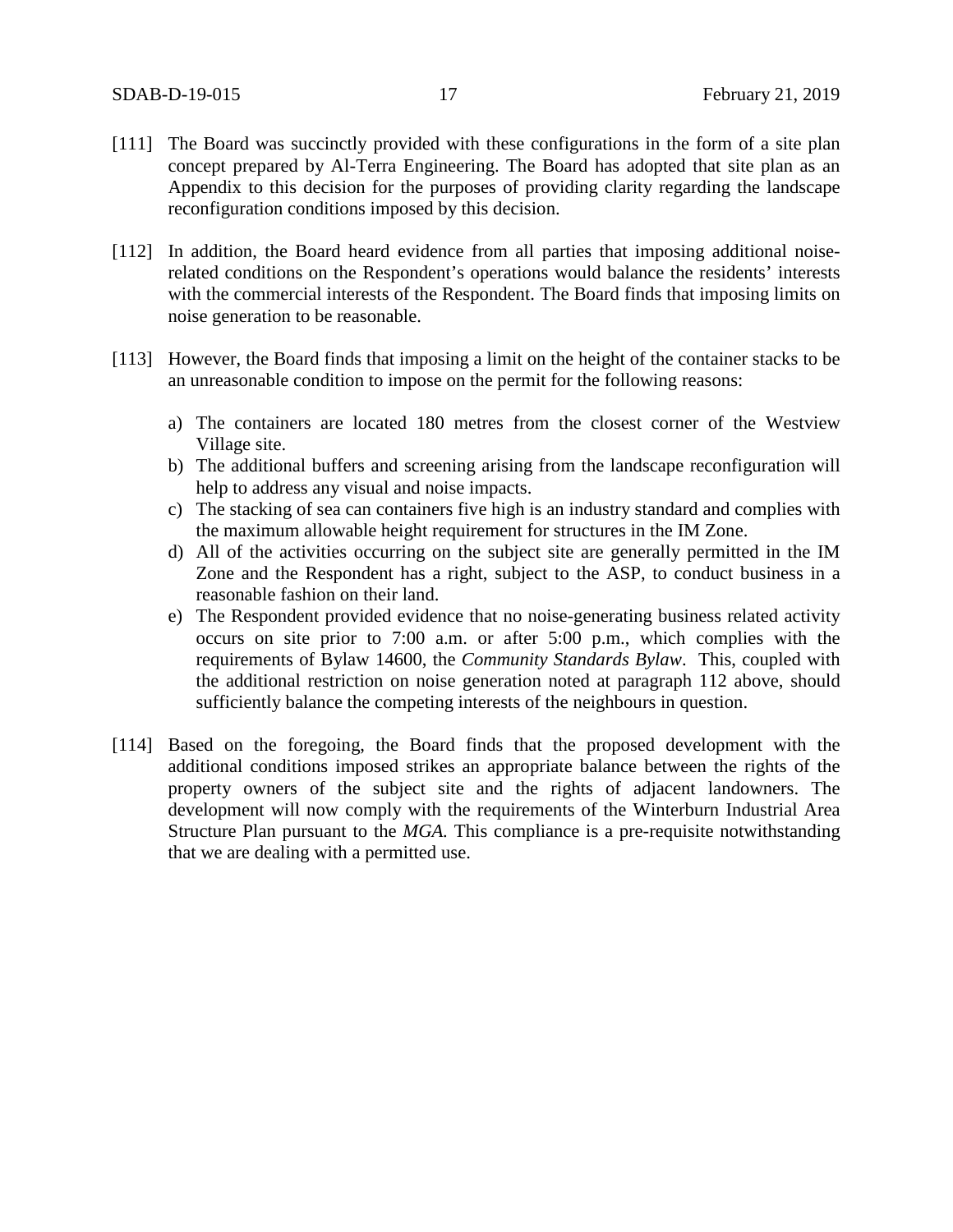[111] The Board was succinctly provided with these configurations in the form of a site plan concept prepared by Al-Terra Engineering. The Board has adopted that site plan as an Appendix to this decision for the purposes of providing clarity regarding the landscape reconfiguration conditions imposed by this decision.

[112] In addition, the Board heard evidence from all parties that imposing additional noise-related conditions on the Respondent's operations would balance the residents' interests with the commercial interests of the Respondent. The Board finds that imposing limits on noise generation to be reasonable.

[113] However, the Board finds that imposing a limit on the height of the container stacks to be an unreasonable condition to impose on the permit for the following reasons:

a) The containers are located 180 metres from the closest corner of the Westview Village site.
b) The additional buffers and screening arising from the landscape reconfiguration will help to address any visual and noise impacts.
c) The stacking of sea can containers five high is an industry standard and complies with the maximum allowable height requirement for structures in the IM Zone.
d) All of the activities occurring on the subject site are generally permitted in the IM Zone and the Respondent has a right, subject to the ASP, to conduct business in a reasonable fashion on their land.
e) The Respondent provided evidence that no noise-generating business related activity occurs on site prior to 7:00 a.m. or after 5:00 p.m., which complies with the requirements of Bylaw 14600, the *Community Standards Bylaw*. This, coupled with the additional restriction on noise generation noted at paragraph 112 above, should sufficiently balance the competing interests of the neighbours in question.

[114] Based on the foregoing, the Board finds that the proposed development with the additional conditions imposed strikes an appropriate balance between the rights of the property owners of the subject site and the rights of adjacent landowners. The development will now comply with the requirements of the Winterburn Industrial Area Structure Plan pursuant to the *MGA.* This compliance is a pre-requisite notwithstanding that we are dealing with a permitted use.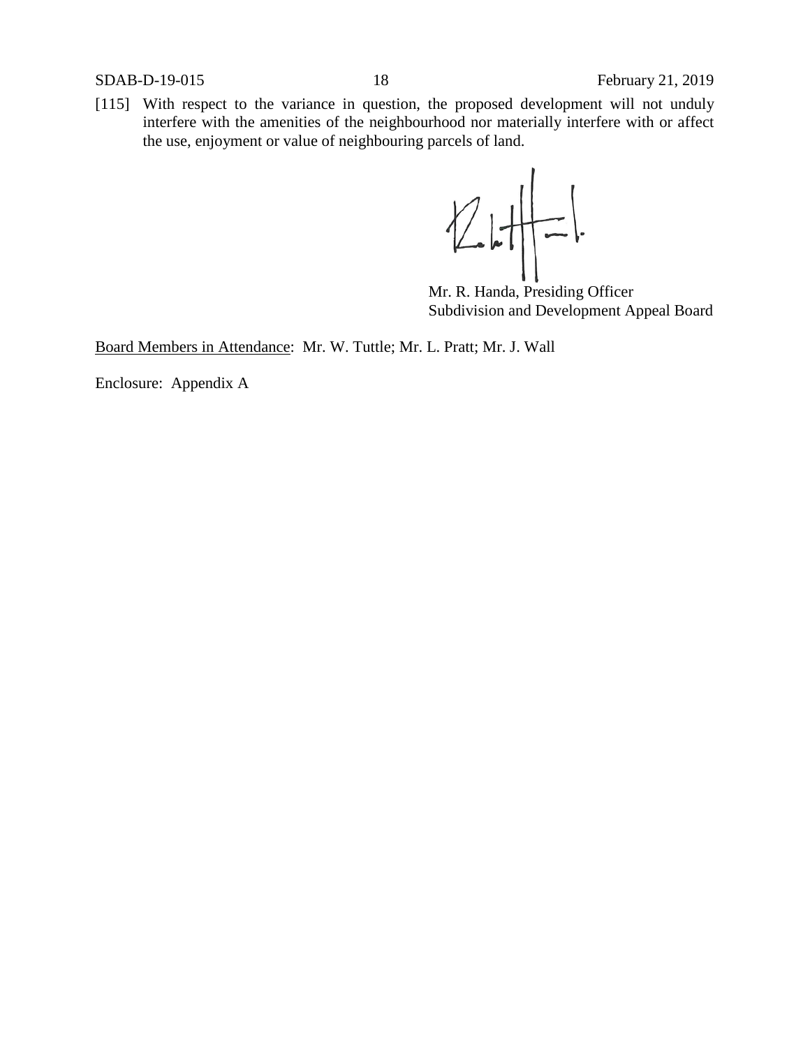[115] With respect to the variance in question, the proposed development will not unduly interfere with the amenities of the neighbourhood nor materially interfere with or affect the use, enjoyment or value of neighbouring parcels of land.

Mr. R. Handa, Presiding Officer
Subdivision and Development Appeal Board

Board Members in Attendance: Mr. W. Tuttle; Mr. L. Pratt; Mr. J. Wall

Enclosure: Appendix A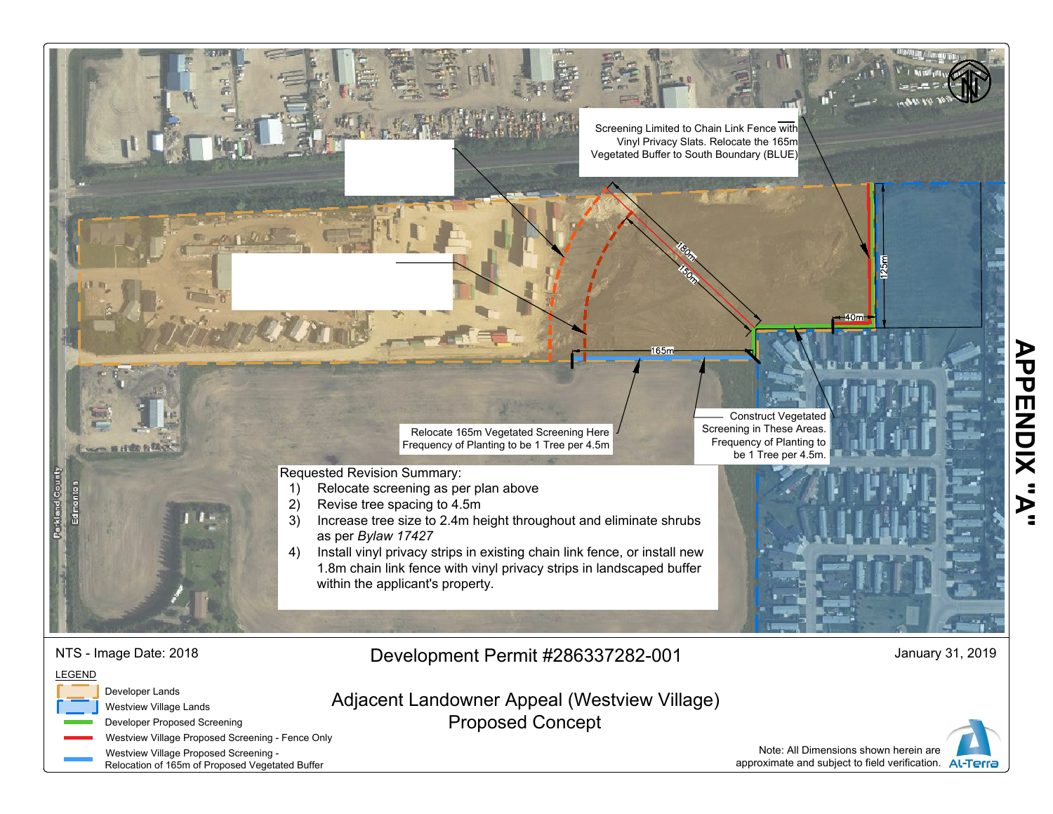# APPENDIX "A"

Screening Limited to Chain Link Fence with Vinyl Privacy Slats. Relocate the 165m Vegetated Buffer to South Boundary (BLUE)

180m

150m

125m

40m

165m

Relocate 165m Vegetated Screening Here
Frequency of Planting to be 1 Tree per 4.5m

Construct Vegetated Screening in These Areas. Frequency of Planting to be 1 Tree per 4.5m.

Parkland County

Edmonton

Requested Revision Summary:

1) Relocate screening as per plan above
2) Revise tree spacing to 4.5m
3) Increase tree size to 2.4m height throughout and eliminate shrubs as per *Bylaw 17427*
4) Install vinyl privacy strips in existing chain link fence, or install new 1.8m chain link fence with vinyl privacy strips in landscaped buffer within the applicant's property.

NTS - Image Date: 2018

## Development Permit #286337282-001

January 31, 2019

LEGEND

- Developer Lands
- Westview Village Lands
- Developer Proposed Screening
- Westview Village Proposed Screening - Fence Only
- Westview Village Proposed Screening - Relocation of 165m of Proposed Vegetated Buffer

## Adjacent Landowner Appeal (Westview Village)
## Proposed Concept

Note: All Dimensions shown herein are approximate and subject to field verification.

Al-Terra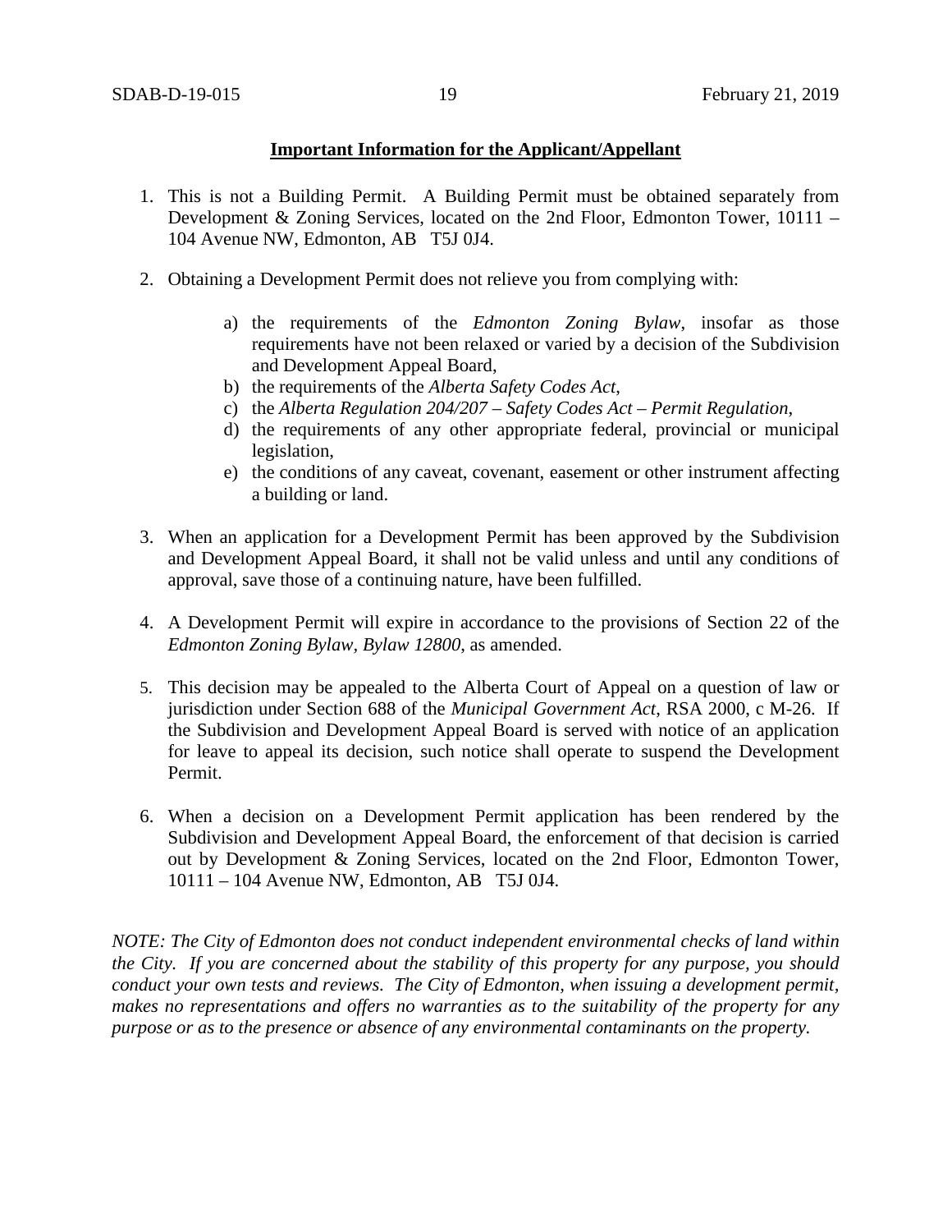**Important Information for the Applicant/Appellant**

1. This is not a Building Permit. A Building Permit must be obtained separately from Development & Zoning Services, located on the 2nd Floor, Edmonton Tower, 10111 – 104 Avenue NW, Edmonton, AB T5J 0J4.

2. Obtaining a Development Permit does not relieve you from complying with:

    a) the requirements of the *Edmonton Zoning Bylaw*, insofar as those requirements have not been relaxed or varied by a decision of the Subdivision and Development Appeal Board,
    b) the requirements of the *Alberta Safety Codes Act*,
    c) the *Alberta Regulation 204/207 – Safety Codes Act – Permit Regulation*,
    d) the requirements of any other appropriate federal, provincial or municipal legislation,
    e) the conditions of any caveat, covenant, easement or other instrument affecting a building or land.

3. When an application for a Development Permit has been approved by the Subdivision and Development Appeal Board, it shall not be valid unless and until any conditions of approval, save those of a continuing nature, have been fulfilled.

4. A Development Permit will expire in accordance to the provisions of Section 22 of the *Edmonton Zoning Bylaw, Bylaw 12800*, as amended.

5. This decision may be appealed to the Alberta Court of Appeal on a question of law or jurisdiction under Section 688 of the *Municipal Government Act*, RSA 2000, c M-26. If the Subdivision and Development Appeal Board is served with notice of an application for leave to appeal its decision, such notice shall operate to suspend the Development Permit.

6. When a decision on a Development Permit application has been rendered by the Subdivision and Development Appeal Board, the enforcement of that decision is carried out by Development & Zoning Services, located on the 2nd Floor, Edmonton Tower, 10111 – 104 Avenue NW, Edmonton, AB T5J 0J4.

*NOTE: The City of Edmonton does not conduct independent environmental checks of land within the City. If you are concerned about the stability of this property for any purpose, you should conduct your own tests and reviews. The City of Edmonton, when issuing a development permit, makes no representations and offers no warranties as to the suitability of the property for any purpose or as to the presence or absence of any environmental contaminants on the property.*